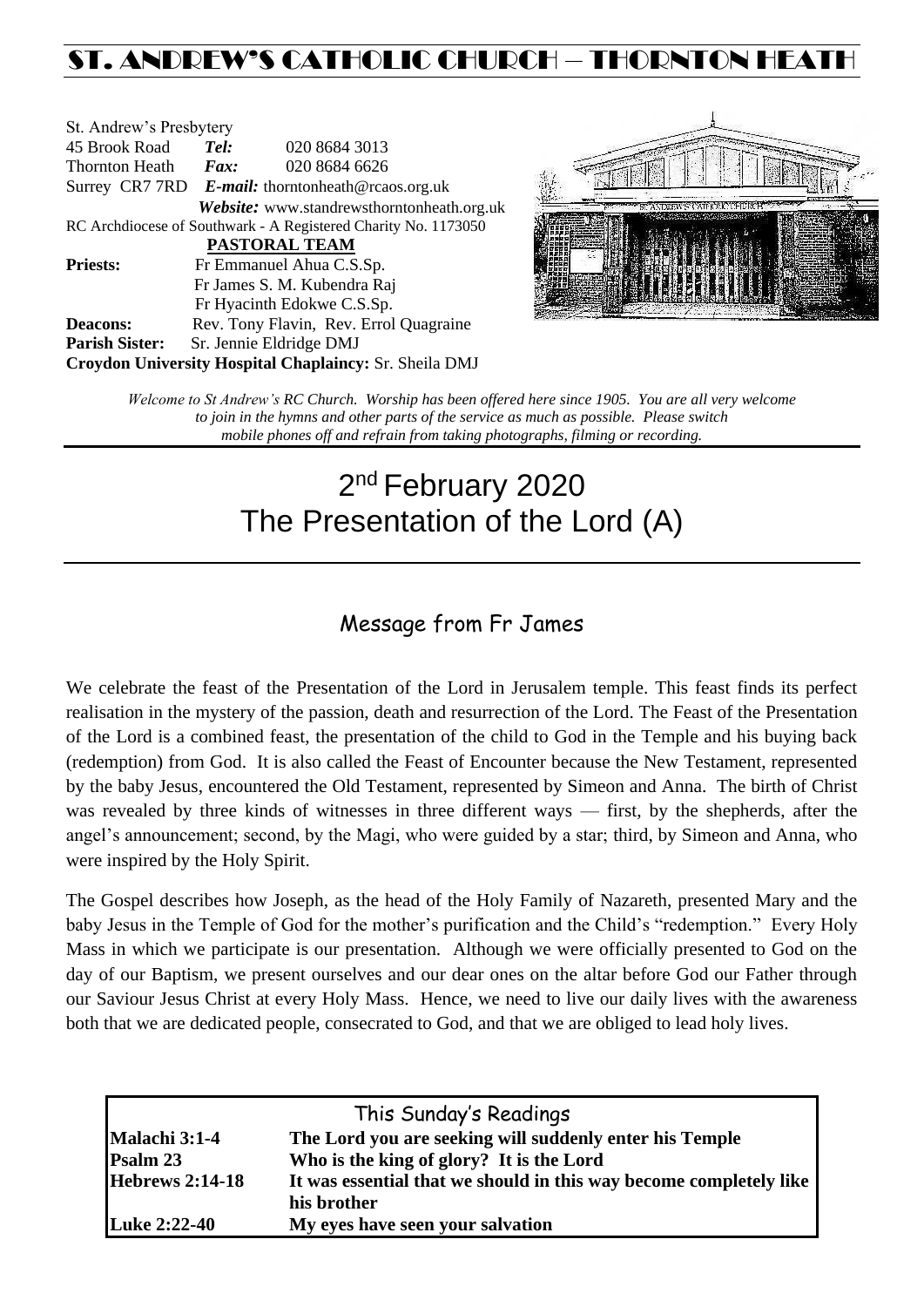# ST. ANDREW'S CATHOLIC CHURCH – THORNTON HEATH

St. Andrew's Presbytery
45 Brook Road **Tel:** 020 8684 3013
Thornton Heath **Fax:** 020 8684 6626
Surrey CR7 7RD **E-mail:** thorntonheath@rcaos.org.uk
**Website:** www.standrewsthorntonheath.org.uk
RC Archdiocese of Southwark - A Registered Charity No. 1173050

**PASTORAL TEAM**

**Priests:** Fr Emmanuel Ahua C.S.Sp.
Fr James S. M. Kubendra Raj
Fr Hyacinth Edokwe C.S.Sp.
**Deacons:** Rev. Tony Flavin, Rev. Errol Quagraine
**Parish Sister:** Sr. Jennie Eldridge DMJ
**Croydon University Hospital Chaplaincy:** Sr. Sheila DMJ

*Welcome to St Andrew's RC Church. Worship has been offered here since 1905. You are all very welcome to join in the hymns and other parts of the service as much as possible. Please switch mobile phones off and refrain from taking photographs, filming or recording.*

# 2nd February 2020
# The Presentation of the Lord (A)

## Message from Fr James

We celebrate the feast of the Presentation of the Lord in Jerusalem temple. This feast finds its perfect realisation in the mystery of the passion, death and resurrection of the Lord. The Feast of the Presentation of the Lord is a combined feast, the presentation of the child to God in the Temple and his buying back (redemption) from God. It is also called the Feast of Encounter because the New Testament, represented by the baby Jesus, encountered the Old Testament, represented by Simeon and Anna. The birth of Christ was revealed by three kinds of witnesses in three different ways — first, by the shepherds, after the angel's announcement; second, by the Magi, who were guided by a star; third, by Simeon and Anna, who were inspired by the Holy Spirit.

The Gospel describes how Joseph, as the head of the Holy Family of Nazareth, presented Mary and the baby Jesus in the Temple of God for the mother's purification and the Child's "redemption." Every Holy Mass in which we participate is our presentation. Although we were officially presented to God on the day of our Baptism, we present ourselves and our dear ones on the altar before God our Father through our Saviour Jesus Christ at every Holy Mass. Hence, we need to live our daily lives with the awareness both that we are dedicated people, consecrated to God, and that we are obliged to lead holy lives.

| This Sunday's Readings | |
|---|---|
| **Malachi 3:1-4** | **The Lord you are seeking will suddenly enter his Temple** |
| **Psalm 23** | **Who is the king of glory? It is the Lord** |
| **Hebrews 2:14-18** | **It was essential that we should in this way become completely like his brother** |
| **Luke 2:22-40** | **My eyes have seen your salvation** |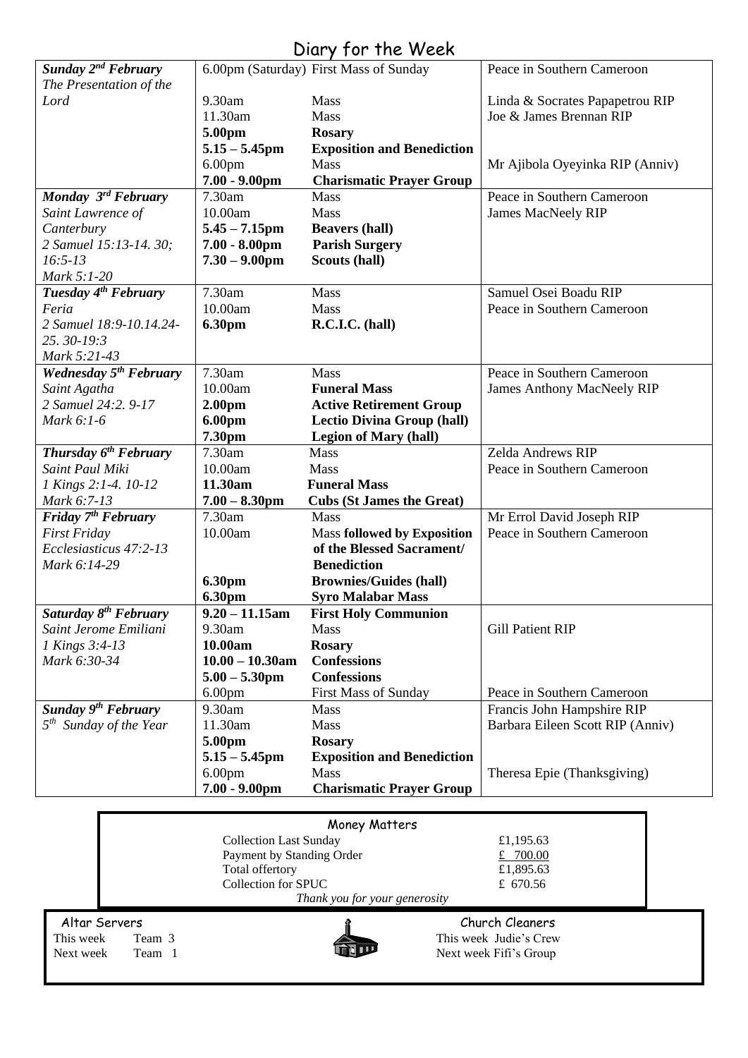# Diary for the Week

| Day | Time | Event | Intention |
|---|---|---|---|
| ***Sunday 2nd February*** *The Presentation of the Lord* | 6.00pm (Saturday) | First Mass of Sunday | Peace in Southern Cameroon |
| | 9.30am | Mass | Linda & Socrates Papapetrou RIP |
| | 11.30am | Mass | Joe & James Brennan RIP |
| | **5.00pm** | **Rosary** | |
| | **5.15 – 5.45pm** | **Exposition and Benediction** | |
| | 6.00pm | Mass | Mr Ajibola Oyeyinka RIP (Anniv) |
| | **7.00 - 9.00pm** | **Charismatic Prayer Group** | |
| ***Monday 3rd February*** *Saint Lawrence of Canterbury 2 Samuel 15:13-14. 30; 16:5-13 Mark 5:1-20* | 7.30am | Mass | Peace in Southern Cameroon |
| | 10.00am | Mass | James MacNeely RIP |
| | **5.45 – 7.15pm** | **Beavers (hall)** | |
| | **7.00 - 8.00pm** | **Parish Surgery** | |
| | **7.30 – 9.00pm** | **Scouts (hall)** | |
| ***Tuesday 4th February*** *Feria 2 Samuel 18:9-10.14.24-25. 30-19:3 Mark 5:21-43* | 7.30am | Mass | Samuel Osei Boadu RIP |
| | 10.00am | Mass | Peace in Southern Cameroon |
| | **6.30pm** | **R.C.I.C. (hall)** | |
| ***Wednesday 5th February*** *Saint Agatha 2 Samuel 24:2. 9-17 Mark 6:1-6* | 7.30am | Mass | Peace in Southern Cameroon |
| | 10.00am | **Funeral Mass** | James Anthony MacNeely RIP |
| | **2.00pm** | **Active Retirement Group** | |
| | **6.00pm** | **Lectio Divina Group (hall)** | |
| | **7.30pm** | **Legion of Mary (hall)** | |
| ***Thursday 6th February*** *Saint Paul Miki 1 Kings 2:1-4. 10-12 Mark 6:7-13* | 7.30am | Mass | Zelda Andrews RIP |
| | 10.00am | Mass | Peace in Southern Cameroon |
| | **11.30am** | **Funeral Mass** | |
| | **7.00 – 8.30pm** | **Cubs (St James the Great)** | |
| ***Friday 7th February*** *First Friday Ecclesiasticus 47:2-13 Mark 6:14-29* | 7.30am | Mass | Mr Errol David Joseph RIP |
| | 10.00am | Mass **followed by Exposition of the Blessed Sacrament/ Benediction** | Peace in Southern Cameroon |
| | **6.30pm** | **Brownies/Guides (hall)** | |
| | **6.30pm** | **Syro Malabar Mass** | |
| ***Saturday 8th February*** *Saint Jerome Emiliani 1 Kings 3:4-13 Mark 6:30-34* | **9.20 – 11.15am** | **First Holy Communion** | |
| | 9.30am | Mass | Gill Patient RIP |
| | **10.00am** | **Rosary** | |
| | **10.00 – 10.30am** | **Confessions** | |
| | **5.00 – 5.30pm** | **Confessions** | |
| | 6.00pm | First Mass of Sunday | Peace in Southern Cameroon |
| ***Sunday 9th February*** *5th Sunday of the Year* | 9.30am | Mass | Francis John Hampshire RIP |
| | 11.30am | Mass | Barbara Eileen Scott RIP (Anniv) |
| | **5.00pm** | **Rosary** | |
| | **5.15 – 5.45pm** | **Exposition and Benediction** | |
| | 6.00pm | Mass | Theresa Epie (Thanksgiving) |
| | **7.00 - 9.00pm** | **Charismatic Prayer Group** | |

## Money Matters

| | |
|---|---|
| Collection Last Sunday | £1,195.63 |
| Payment by Standing Order | £ 700.00 |
| Total offertory | £1,895.63 |
| Collection for SPUC | £ 670.56 |

*Thank you for your generosity*

**Altar Servers**

This week Team 3
Next week Team 1

**Church Cleaners**

This week Judie's Crew
Next week Fifi's Group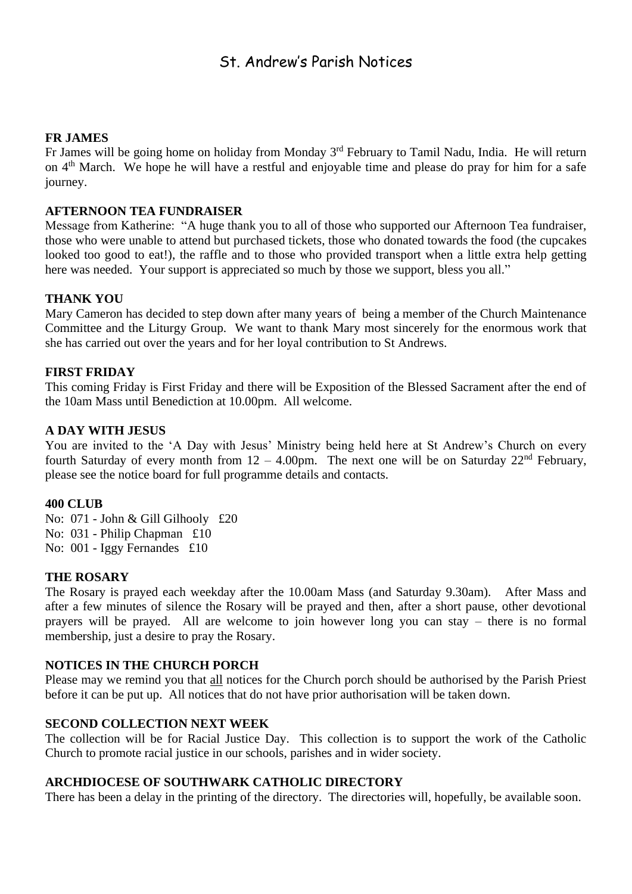# St. Andrew's Parish Notices

**FR JAMES**

Fr James will be going home on holiday from Monday 3rd February to Tamil Nadu, India. He will return on 4th March. We hope he will have a restful and enjoyable time and please do pray for him for a safe journey.

**AFTERNOON TEA FUNDRAISER**

Message from Katherine: "A huge thank you to all of those who supported our Afternoon Tea fundraiser, those who were unable to attend but purchased tickets, those who donated towards the food (the cupcakes looked too good to eat!), the raffle and to those who provided transport when a little extra help getting here was needed. Your support is appreciated so much by those we support, bless you all."

**THANK YOU**

Mary Cameron has decided to step down after many years of being a member of the Church Maintenance Committee and the Liturgy Group. We want to thank Mary most sincerely for the enormous work that she has carried out over the years and for her loyal contribution to St Andrews.

**FIRST FRIDAY**

This coming Friday is First Friday and there will be Exposition of the Blessed Sacrament after the end of the 10am Mass until Benediction at 10.00pm. All welcome.

**A DAY WITH JESUS**

You are invited to the 'A Day with Jesus' Ministry being held here at St Andrew's Church on every fourth Saturday of every month from 12 – 4.00pm. The next one will be on Saturday 22nd February, please see the notice board for full programme details and contacts.

**400 CLUB**

No: 071 - John & Gill Gilhooly £20
No: 031 - Philip Chapman £10
No: 001 - Iggy Fernandes £10

**THE ROSARY**

The Rosary is prayed each weekday after the 10.00am Mass (and Saturday 9.30am). After Mass and after a few minutes of silence the Rosary will be prayed and then, after a short pause, other devotional prayers will be prayed. All are welcome to join however long you can stay – there is no formal membership, just a desire to pray the Rosary.

**NOTICES IN THE CHURCH PORCH**

Please may we remind you that <u>all</u> notices for the Church porch should be authorised by the Parish Priest before it can be put up. All notices that do not have prior authorisation will be taken down.

**SECOND COLLECTION NEXT WEEK**

The collection will be for Racial Justice Day. This collection is to support the work of the Catholic Church to promote racial justice in our schools, parishes and in wider society.

**ARCHDIOCESE OF SOUTHWARK CATHOLIC DIRECTORY**

There has been a delay in the printing of the directory. The directories will, hopefully, be available soon.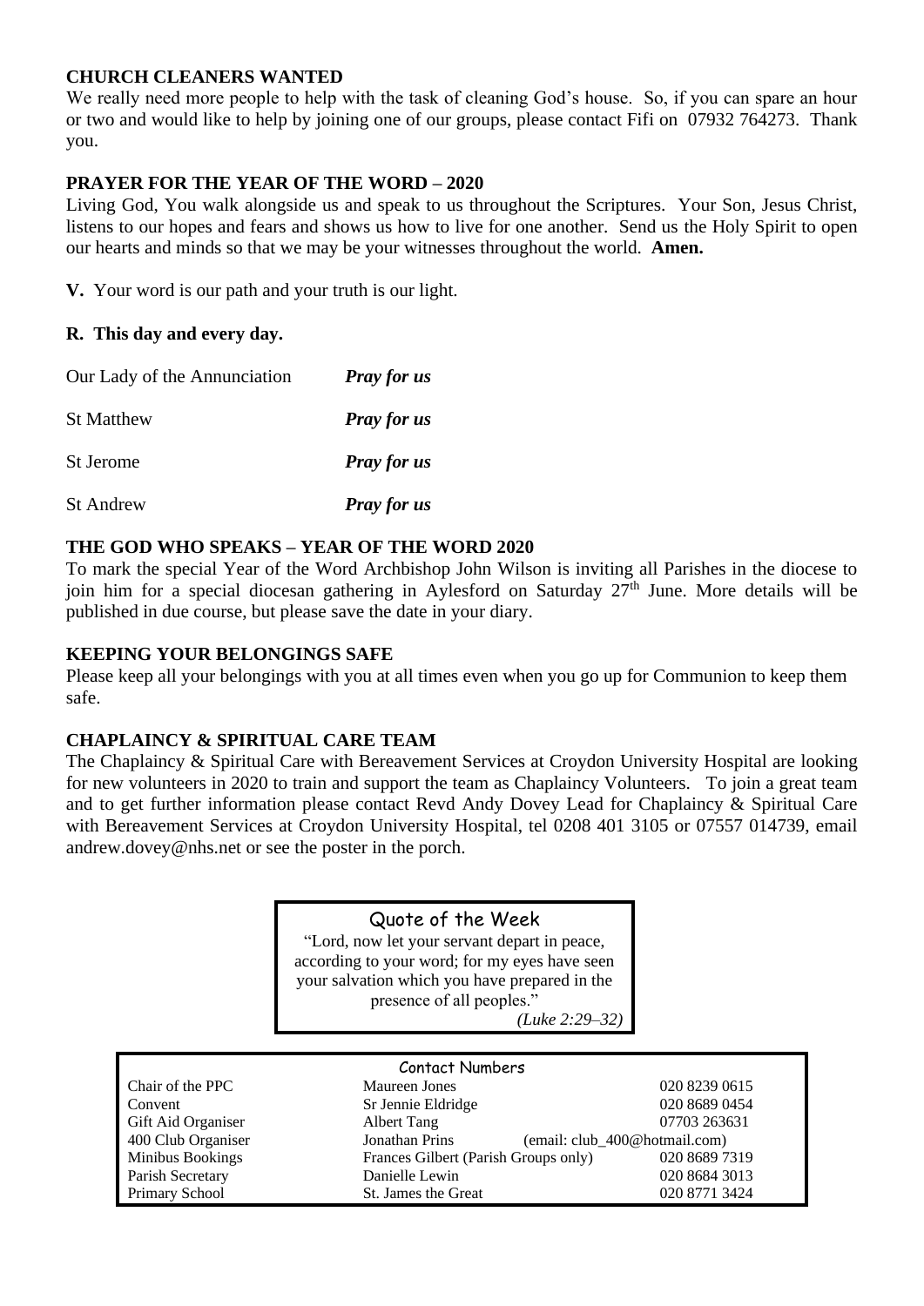**CHURCH CLEANERS WANTED**

We really need more people to help with the task of cleaning God's house. So, if you can spare an hour or two and would like to help by joining one of our groups, please contact Fifi on 07932 764273. Thank you.

**PRAYER FOR THE YEAR OF THE WORD – 2020**

Living God, You walk alongside us and speak to us throughout the Scriptures. Your Son, Jesus Christ, listens to our hopes and fears and shows us how to live for one another. Send us the Holy Spirit to open our hearts and minds so that we may be your witnesses throughout the world. **Amen.**

**V.** Your word is our path and your truth is our light.

**R. This day and every day.**

| | |
|---|---|
| Our Lady of the Annunciation | ***Pray for us*** |
| St Matthew | ***Pray for us*** |
| St Jerome | ***Pray for us*** |
| St Andrew | ***Pray for us*** |

**THE GOD WHO SPEAKS – YEAR OF THE WORD 2020**

To mark the special Year of the Word Archbishop John Wilson is inviting all Parishes in the diocese to join him for a special diocesan gathering in Aylesford on Saturday 27th June. More details will be published in due course, but please save the date in your diary.

**KEEPING YOUR BELONGINGS SAFE**

Please keep all your belongings with you at all times even when you go up for Communion to keep them safe.

**CHAPLAINCY & SPIRITUAL CARE TEAM**

The Chaplaincy & Spiritual Care with Bereavement Services at Croydon University Hospital are looking for new volunteers in 2020 to train and support the team as Chaplaincy Volunteers. To join a great team and to get further information please contact Revd Andy Dovey Lead for Chaplaincy & Spiritual Care with Bereavement Services at Croydon University Hospital, tel 0208 401 3105 or 07557 014739, email andrew.dovey@nhs.net or see the poster in the porch.

**Quote of the Week**

"Lord, now let your servant depart in peace, according to your word; for my eyes have seen your salvation which you have prepared in the presence of all peoples."

*(Luke 2:29–32)*

**Contact Numbers**

| | | |
|---|---|---|
| Chair of the PPC | Maureen Jones | 020 8239 0615 |
| Convent | Sr Jennie Eldridge | 020 8689 0454 |
| Gift Aid Organiser | Albert Tang | 07703 263631 |
| 400 Club Organiser | Jonathan Prins | (email: club_400@hotmail.com) |
| Minibus Bookings | Frances Gilbert (Parish Groups only) | 020 8689 7319 |
| Parish Secretary | Danielle Lewin | 020 8684 3013 |
| Primary School | St. James the Great | 020 8771 3424 |